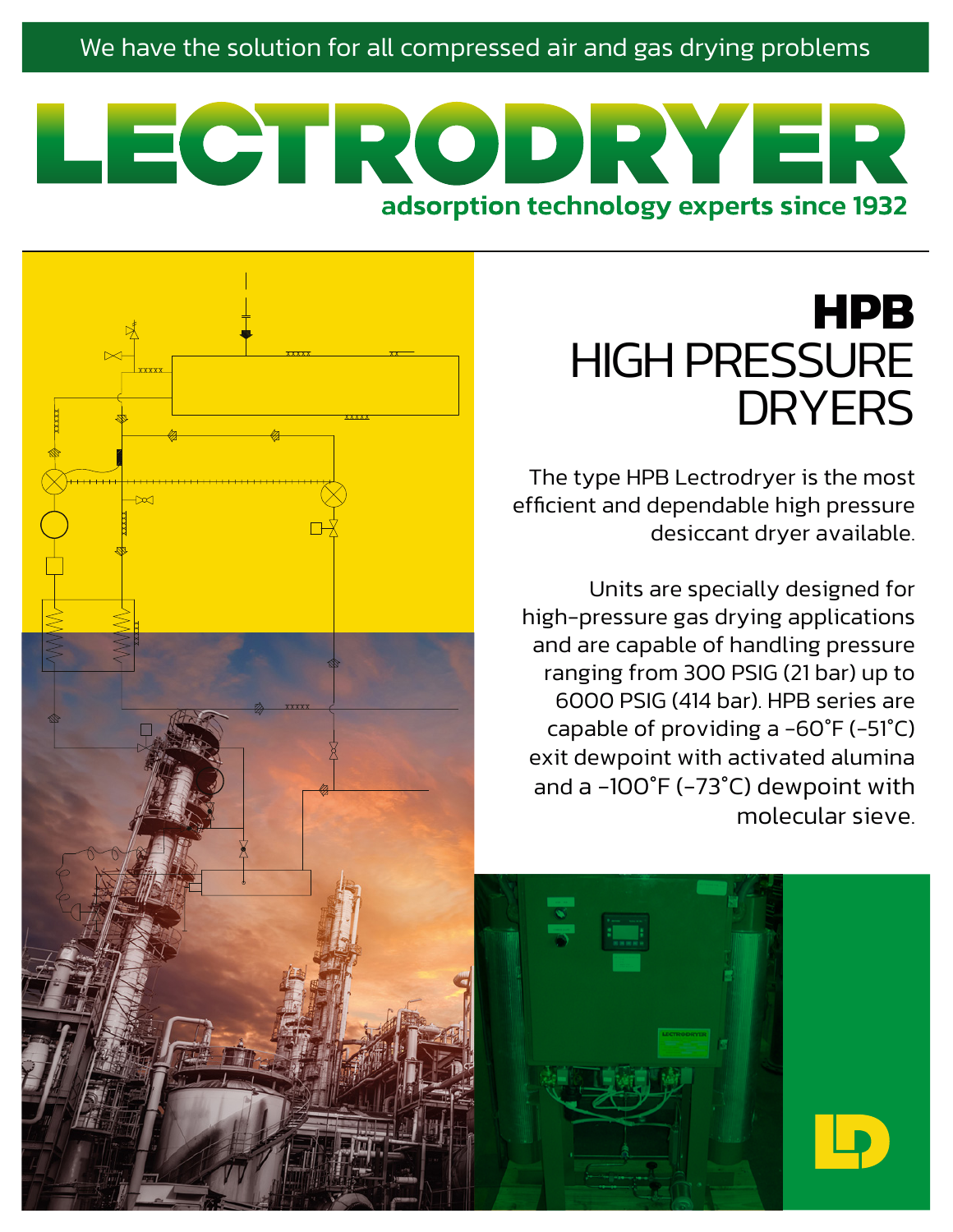We have the solution for all compressed air and gas drying problems

# LECTRODRYER

adsorption technology experts since 1932

## HPB
## HIGH PRESSURE DRYERS

The type HPB Lectrodryer is the most efficient and dependable high pressure desiccant dryer available.

Units are specially designed for high-pressure gas drying applications and are capable of handling pressure ranging from 300 PSIG (21 bar) up to 6000 PSIG (414 bar). HPB series are capable of providing a -60°F (-51°C) exit dewpoint with activated alumina and a -100°F (-73°C) dewpoint with molecular sieve.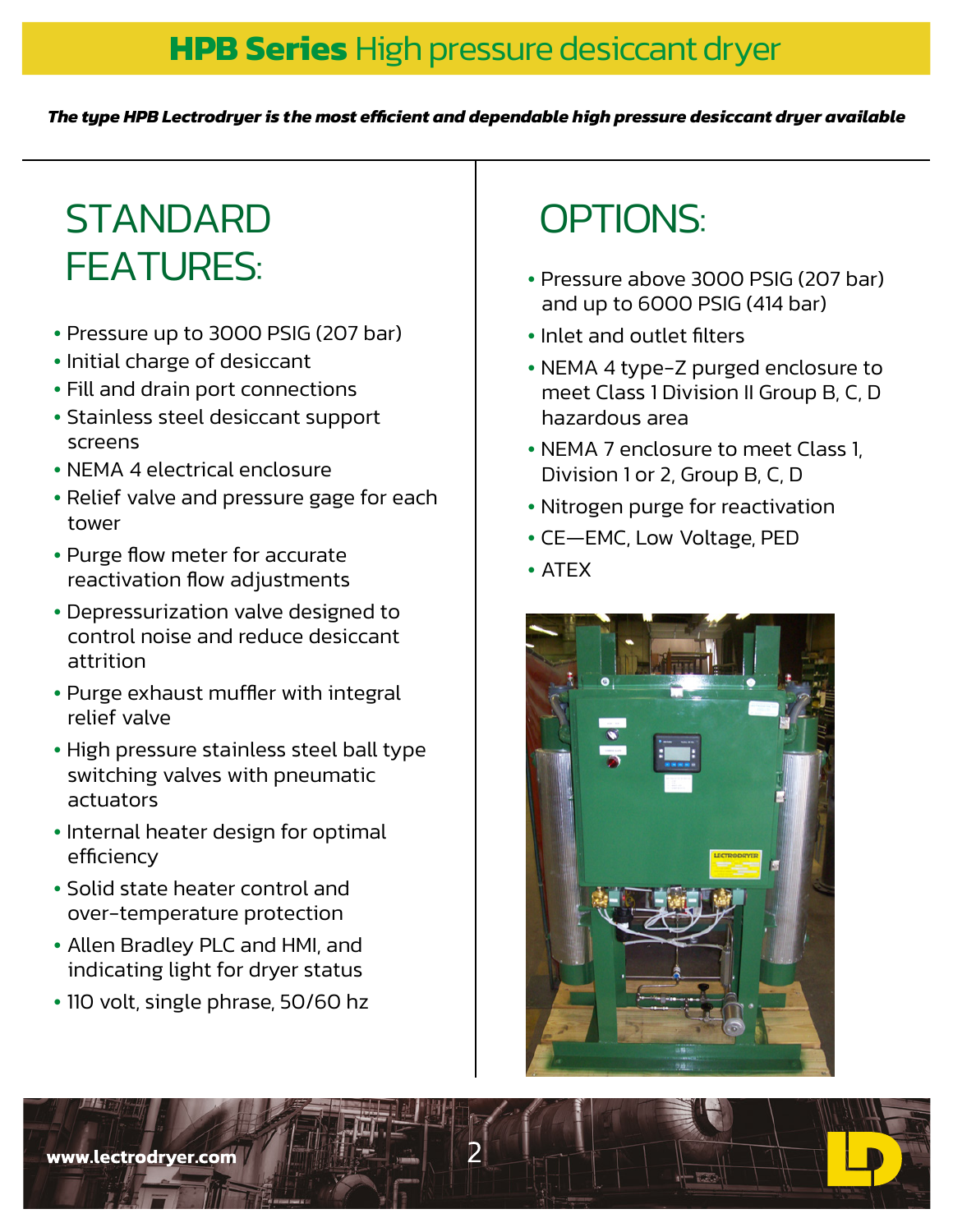# **HPB Series** High pressure desiccant dryer

***The type HPB Lectrodryer is the most efficient and dependable high pressure desiccant dryer available***

## STANDARD FEATURES:

- Pressure up to 3000 PSIG (207 bar)
- Initial charge of desiccant
- Fill and drain port connections
- Stainless steel desiccant support screens
- NEMA 4 electrical enclosure
- Relief valve and pressure gage for each tower
- Purge flow meter for accurate reactivation flow adjustments
- Depressurization valve designed to control noise and reduce desiccant attrition
- Purge exhaust muffler with integral relief valve
- High pressure stainless steel ball type switching valves with pneumatic actuators
- Internal heater design for optimal efficiency
- Solid state heater control and over-temperature protection
- Allen Bradley PLC and HMI, and indicating light for dryer status
- 110 volt, single phrase, 50/60 hz

## OPTIONS:

- Pressure above 3000 PSIG (207 bar) and up to 6000 PSIG (414 bar)
- Inlet and outlet filters
- NEMA 4 type-Z purged enclosure to meet Class 1 Division II Group B, C, D hazardous area
- NEMA 7 enclosure to meet Class 1, Division 1 or 2, Group B, C, D
- Nitrogen purge for reactivation
- CE—EMC, Low Voltage, PED
- ATEX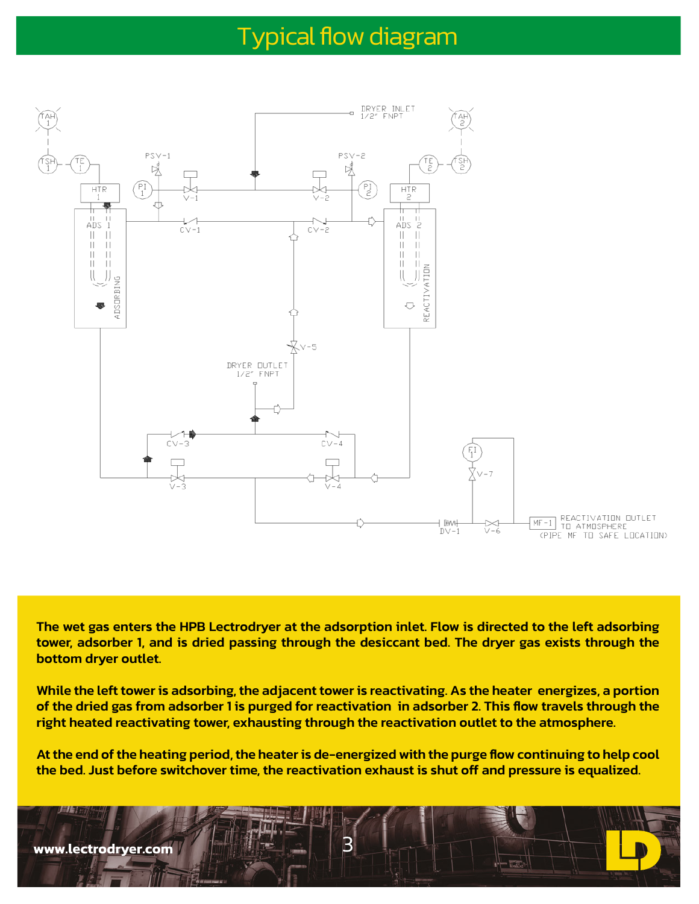# Typical flow diagram

**The wet gas enters the HPB Lectrodryer at the adsorption inlet. Flow is directed to the left adsorbing tower, adsorber 1, and is dried passing through the desiccant bed. The dryer gas exists through the bottom dryer outlet.**

**While the left tower is adsorbing, the adjacent tower is reactivating. As the heater energizes, a portion of the dried gas from adsorber 1 is purged for reactivation in adsorber 2. This flow travels through the right heated reactivating tower, exhausting through the reactivation outlet to the atmosphere.**

**At the end of the heating period, the heater is de-energized with the purge flow continuing to help cool the bed. Just before switchover time, the reactivation exhaust is shut off and pressure is equalized.**

www.lectrodryer.com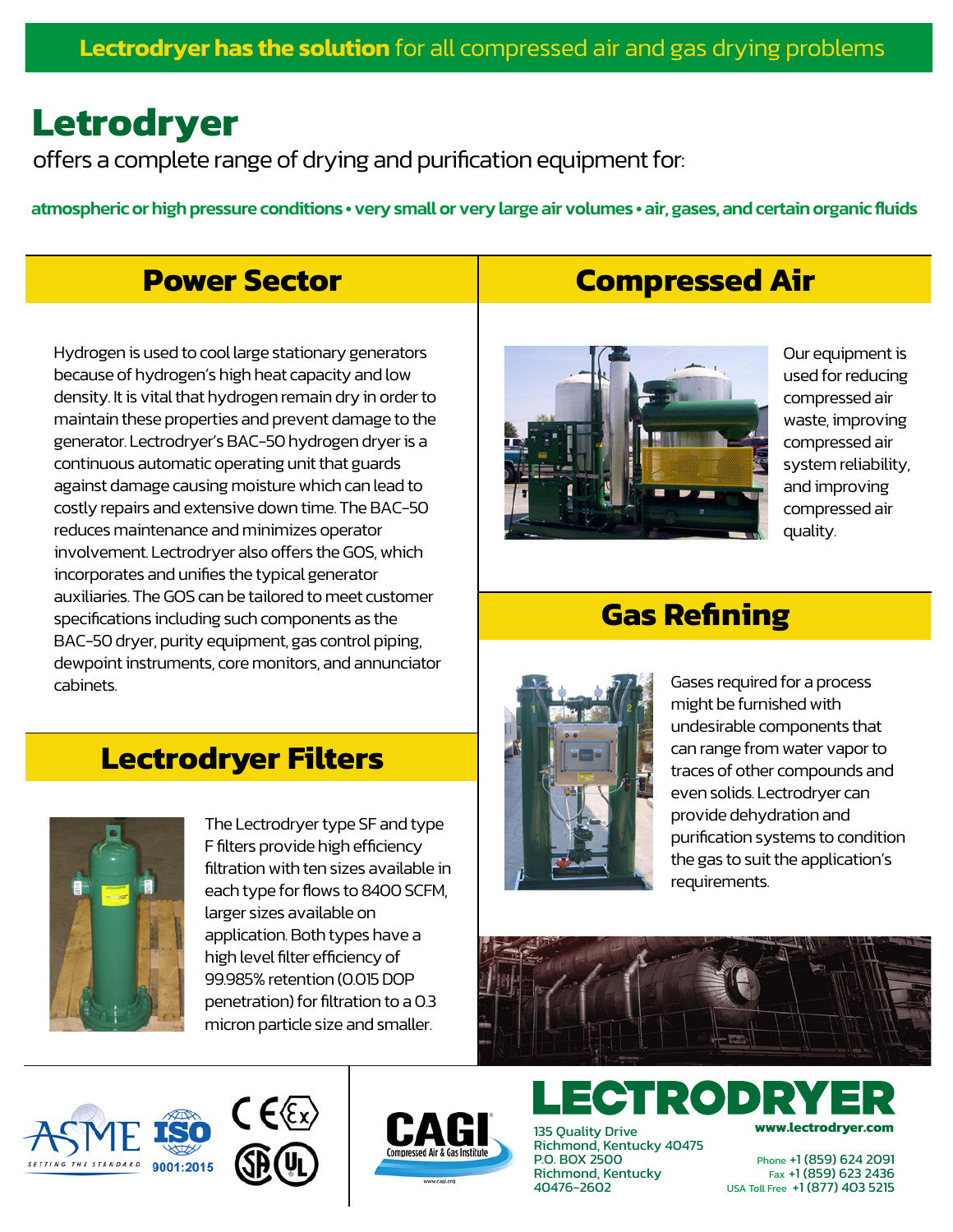**Lectrodryer has the solution** for all compressed air and gas drying problems

# Letrodryer

offers a complete range of drying and purification equipment for:

**atmospheric or high pressure conditions • very small or very large air volumes • air, gases, and certain organic fluids**

## Power Sector

Hydrogen is used to cool large stationary generators because of hydrogen's high heat capacity and low density. It is vital that hydrogen remain dry in order to maintain these properties and prevent damage to the generator. Lectrodryer's BAC-50 hydrogen dryer is a continuous automatic operating unit that guards against damage causing moisture which can lead to costly repairs and extensive down time. The BAC-50 reduces maintenance and minimizes operator involvement. Lectrodryer also offers the GOS, which incorporates and unifies the typical generator auxiliaries. The GOS can be tailored to meet customer specifications including such components as the BAC-50 dryer, purity equipment, gas control piping, dewpoint instruments, core monitors, and annunciator cabinets.

## Lectrodryer Filters

The Lectrodryer type SF and type F filters provide high efficiency filtration with ten sizes available in each type for flows to 8400 SCFM, larger sizes available on application. Both types have a high level filter efficiency of 99.985% retention (0.015 DOP penetration) for filtration to a 0.3 micron particle size and smaller.

## Compressed Air

Our equipment is used for reducing compressed air waste, improving compressed air system reliability, and improving compressed air quality.

## Gas Refining

Gases required for a process might be furnished with undesirable components that can range from water vapor to traces of other compounds and even solids. Lectrodryer can provide dehydration and purification systems to condition the gas to suit the application's requirements.

ASME SETTING THE STANDARD ISO 9001:2015

CAGI Compressed Air & Gas Institute www.cagi.org

**LECTRODRYER**

135 Quality Drive
Richmond, Kentucky 40475
P.O. BOX 2500
Richmond, Kentucky
40476-2602

www.lectrodryer.com

Phone +1 (859) 624 2091
Fax +1 (859) 623 2436
USA Toll Free +1 (877) 403 5215